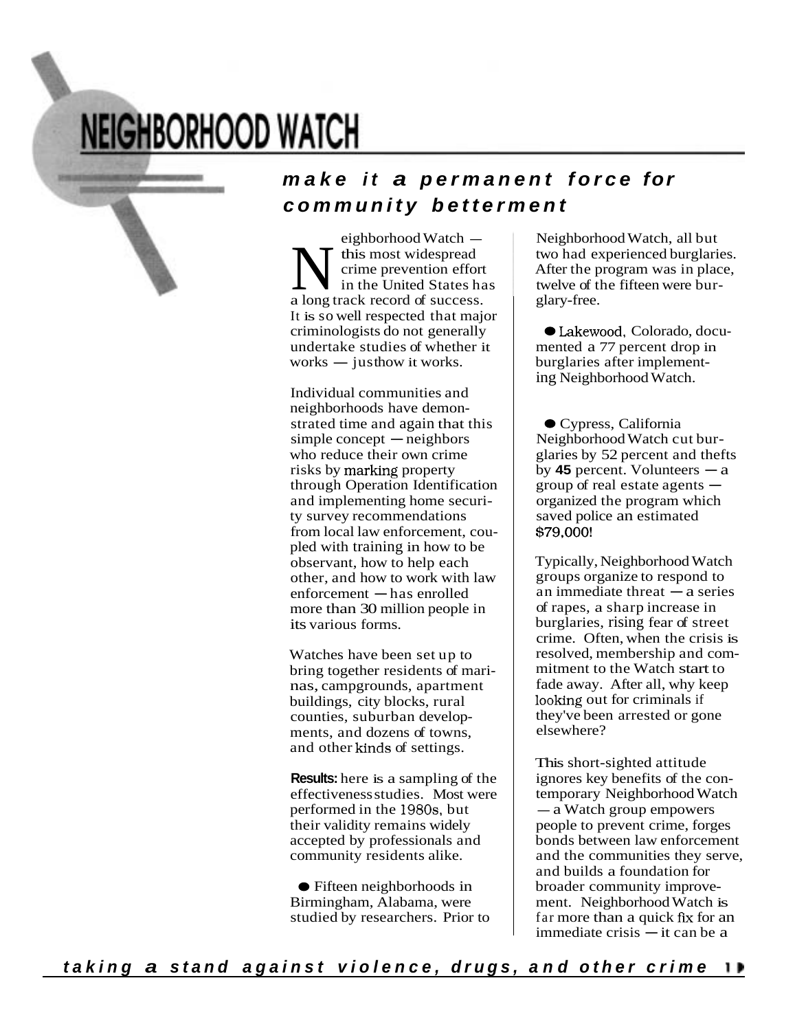# NEIGHBORHOOD WATCH

## *make it a permanent force for community betterment*

Neighborhood Watch — this most widespread crime prevention effort in the United States has a long track record of success. It is so well respected that major criminologists do not generally undertake studies of whether it works — just how it works.

Individual communities and neighborhoods have demonstrated time and again that this simple concept — neighbors who reduce their own crime risks by marking property through Operation Identification and implementing home security survey recommendations from local law enforcement, coupled with training in how to be observant, how to help each other, and how to work with law enforcement — has enrolled more than 30 million people in its various forms.

Watches have been set up to bring together residents of marinas, campgrounds, apartment buildings, city blocks, rural counties, suburban developments, and dozens of towns, and other kinds of settings.

**Results:** here is a sampling of the effectiveness studies. Most were performed in the 1980s, but their validity remains widely accepted by professionals and community residents alike.

- Fifteen neighborhoods in Birmingham, Alabama, were studied by researchers. Prior to Neighborhood Watch, all but two had experienced burglaries. After the program was in place, twelve of the fifteen were burglary-free.

- Lakewood, Colorado, documented a 77 percent drop in burglaries after implementing Neighborhood Watch.

- Cypress, California Neighborhood Watch cut burglaries by 52 percent and thefts by **45** percent. Volunteers — a group of real estate agents — organized the program which saved police an estimated $79,000!

Typically, Neighborhood Watch groups organize to respond to an immediate threat — a series of rapes, a sharp increase in burglaries, rising fear of street crime. Often, when the crisis is resolved, membership and commitment to the Watch start to fade away. After all, why keep looking out for criminals if they've been arrested or gone elsewhere?

This short-sighted attitude ignores key benefits of the contemporary Neighborhood Watch — a Watch group empowers people to prevent crime, forges bonds between law enforcement and the communities they serve, and builds a foundation for broader community improvement. Neighborhood Watch is far more than a quick fix for an immediate crisis — it can be a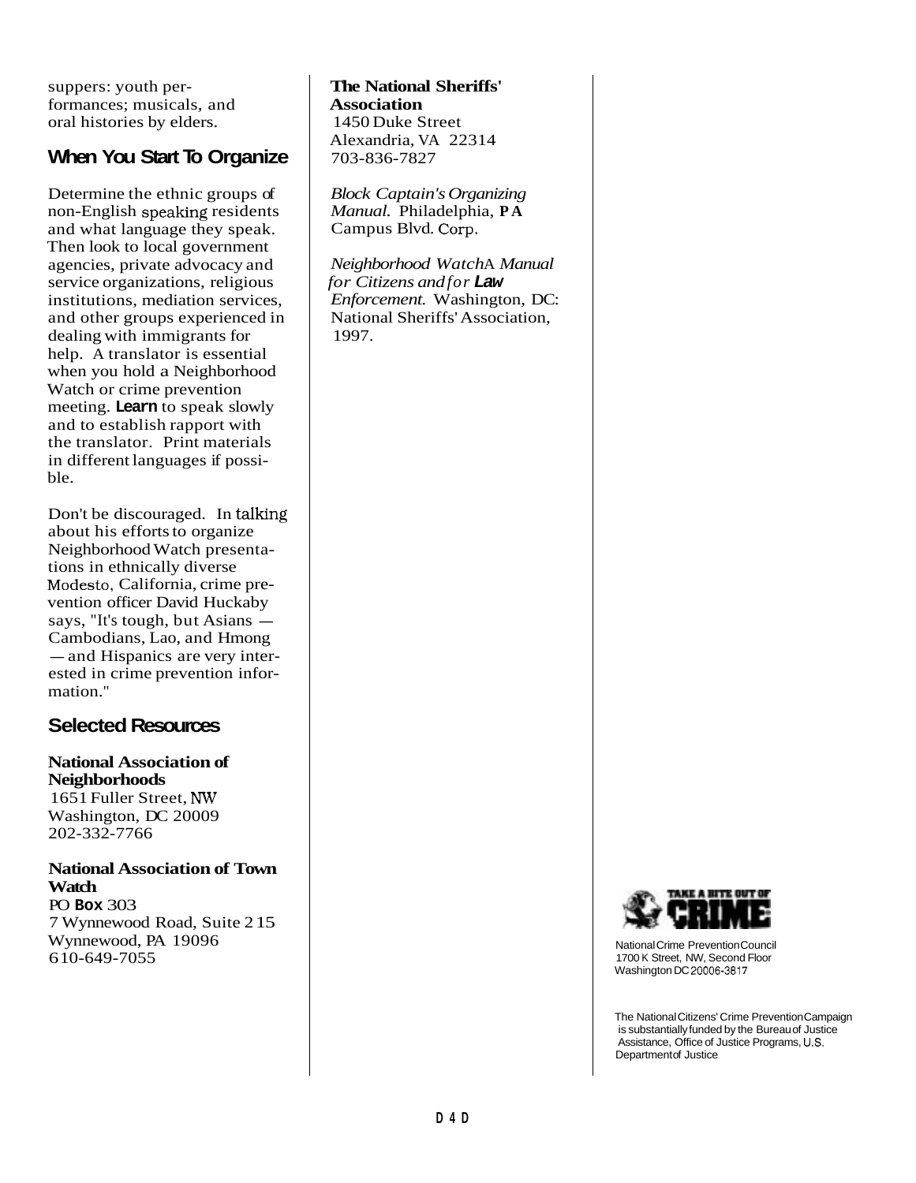suppers: youth performances; musicals, and oral histories by elders.

## When You Start To Organize

Determine the ethnic groups of non-English speaking residents and what language they speak. Then look to local government agencies, private advocacy and service organizations, religious institutions, mediation services, and other groups experienced in dealing with immigrants for help. A translator is essential when you hold a Neighborhood Watch or crime prevention meeting. Learn to speak slowly and to establish rapport with the translator. Print materials in different languages if possible.

Don't be discouraged. In talking about his efforts to organize Neighborhood Watch presentations in ethnically diverse Modesto, California, crime prevention officer David Huckaby says, "It's tough, but Asians — Cambodians, Lao, and Hmong — and Hispanics are very interested in crime prevention information."

## Selected Resources

**National Association of Neighborhoods**
1651 Fuller Street, NW
Washington, DC 20009
202-332-7766

**National Association of Town Watch**
PO Box 303
7 Wynnewood Road, Suite 215
Wynnewood, PA 19096
610-649-7055

**The National Sheriffs' Association**
1450 Duke Street
Alexandria, VA 22314
703-836-7827

*Block Captain's Organizing Manual.* Philadelphia, PA Campus Blvd. Corp.

*Neighborhood Watch A Manual for Citizens and for Law Enforcement.* Washington, DC: National Sheriffs' Association, 1997.

National Crime Prevention Council
1700 K Street, NW, Second Floor
Washington DC 20006-3817

The National Citizens' Crime Prevention Campaign is substantially funded by the Bureau of Justice Assistance, Office of Justice Programs, U.S. Department of Justice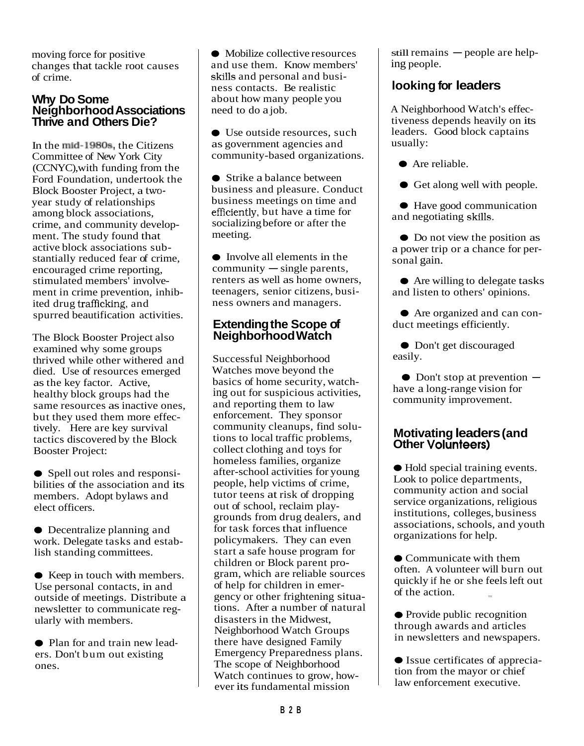moving force for positive changes that tackle root causes of crime.

## Why Do Some Neighborhood Associations Thrive and Others Die?

In the mid-1980s, the Citizens Committee of New York City (CCNYC),with funding from the Ford Foundation, undertook the Block Booster Project, a two-year study of relationships among block associations, crime, and community development. The study found that active block associations substantially reduced fear of crime, encouraged crime reporting, stimulated members' involvement in crime prevention, inhibited drug trafficking, and spurred beautification activities.

The Block Booster Project also examined why some groups thrived while other withered and died. Use of resources emerged as the key factor. Active, healthy block groups had the same resources as inactive ones, but they used them more effectively. Here are key survival tactics discovered by the Block Booster Project:

- Spell out roles and responsibilities of the association and its members. Adopt bylaws and elect officers.
- Decentralize planning and work. Delegate tasks and establish standing committees.
- Keep in touch with members. Use personal contacts, in and outside of meetings. Distribute a newsletter to communicate regularly with members.
- Plan for and train new leaders. Don't bum out existing ones.
- Mobilize collective resources and use them. Know members' skills and personal and business contacts. Be realistic about how many people you need to do a job.
- Use outside resources, such as government agencies and community-based organizations.
- Strike a balance between business and pleasure. Conduct business meetings on time and efficiently, but have a time for socializing before or after the meeting.
- Involve all elements in the community — single parents, renters as well as home owners, teenagers, senior citizens, business owners and managers.

## Extending the Scope of Neighborhood Watch

Successful Neighborhood Watches move beyond the basics of home security, watching out for suspicious activities, and reporting them to law enforcement. They sponsor community cleanups, find solutions to local traffic problems, collect clothing and toys for homeless families, organize after-school activities for young people, help victims of crime, tutor teens at risk of dropping out of school, reclaim playgrounds from drug dealers, and for task forces that influence policymakers. They can even start a safe house program for children or Block parent program, which are reliable sources of help for children in emergency or other frightening situations. After a number of natural disasters in the Midwest, Neighborhood Watch Groups there have designed Family Emergency Preparedness plans. The scope of Neighborhood Watch continues to grow, however its fundamental mission still remains — people are helping people.

## looking for leaders

A Neighborhood Watch's effectiveness depends heavily on its leaders. Good block captains usually:

- Are reliable.
- Get along well with people.
- Have good communication and negotiating skills.
- Do not view the position as a power trip or a chance for personal gain.
- Are willing to delegate tasks and listen to others' opinions.
- Are organized and can conduct meetings efficiently.
- Don't get discouraged easily.
- Don't stop at prevention — have a long-range vision for community improvement.

## Motivating leaders (and Other Volunteers)

- Hold special training events. Look to police departments, community action and social service organizations, religious institutions, colleges, business associations, schools, and youth organizations for help.
- Communicate with them often. A volunteer will burn out quickly if he or she feels left out of the action.
- Provide public recognition through awards and articles in newsletters and newspapers.
- Issue certificates of appreciation from the mayor or chief law enforcement executive.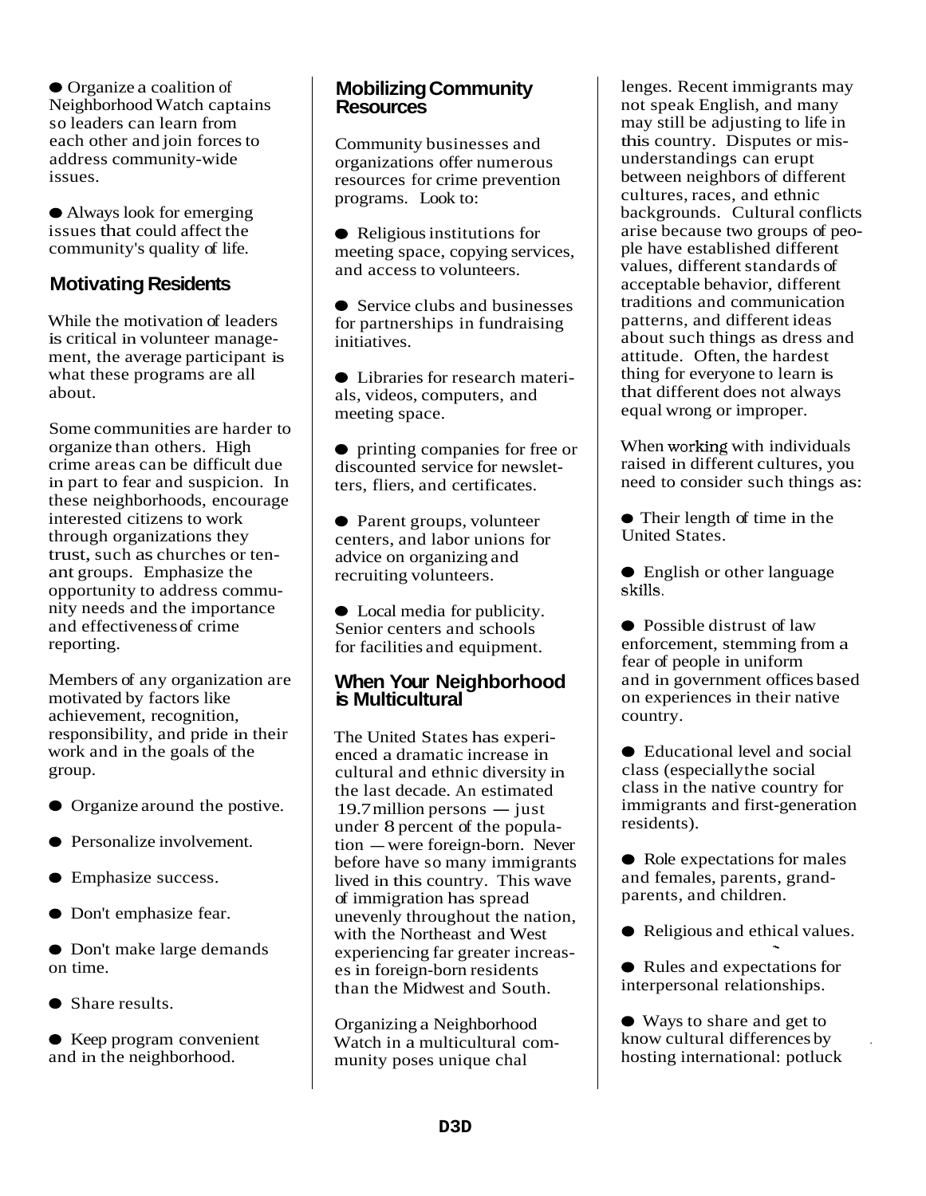- Organize a coalition of Neighborhood Watch captains so leaders can learn from each other and join forces to address community-wide issues.

- Always look for emerging issues that could affect the community's quality of life.

## Motivating Residents

While the motivation of leaders is critical in volunteer management, the average participant is what these programs are all about.

Some communities are harder to organize than others. High crime areas can be difficult due in part to fear and suspicion. In these neighborhoods, encourage interested citizens to work through organizations they trust, such as churches or tenant groups. Emphasize the opportunity to address community needs and the importance and effectiveness of crime reporting.

Members of any organization are motivated by factors like achievement, recognition, responsibility, and pride in their work and in the goals of the group.

- Organize around the postive.
- Personalize involvement.
- Emphasize success.
- Don't emphasize fear.
- Don't make large demands on time.
- Share results.
- Keep program convenient and in the neighborhood.

## Mobilizing Community Resources

Community businesses and organizations offer numerous resources for crime prevention programs. Look to:

- Religious institutions for meeting space, copying services, and access to volunteers.
- Service clubs and businesses for partnerships in fundraising initiatives.
- Libraries for research materials, videos, computers, and meeting space.
- printing companies for free or discounted service for newsletters, fliers, and certificates.
- Parent groups, volunteer centers, and labor unions for advice on organizing and recruiting volunteers.
- Local media for publicity. Senior centers and schools for facilities and equipment.

## When Your Neighborhood is Multicultural

The United States has experienced a dramatic increase in cultural and ethnic diversity in the last decade. An estimated 19.7 million persons — just under 8 percent of the population — were foreign-born. Never before have so many immigrants lived in this country. This wave of immigration has spread unevenly throughout the nation, with the Northeast and West experiencing far greater increases in foreign-born residents than the Midwest and South.

Organizing a Neighborhood Watch in a multicultural community poses unique challenges. Recent immigrants may not speak English, and many may still be adjusting to life in this country. Disputes or misunderstandings can erupt between neighbors of different cultures, races, and ethnic backgrounds. Cultural conflicts arise because two groups of people have established different values, different standards of acceptable behavior, different traditions and communication patterns, and different ideas about such things as dress and attitude. Often, the hardest thing for everyone to learn is that different does not always equal wrong or improper.

When working with individuals raised in different cultures, you need to consider such things as:

- Their length of time in the United States.
- English or other language skills.
- Possible distrust of law enforcement, stemming from a fear of people in uniform and in government offices based on experiences in their native country.
- Educational level and social class (especially the social class in the native country for immigrants and first-generation residents).
- Role expectations for males and females, parents, grandparents, and children.
- Religious and ethical values.
- Rules and expectations for interpersonal relationships.
- Ways to share and get to know cultural differences by hosting international: potluck